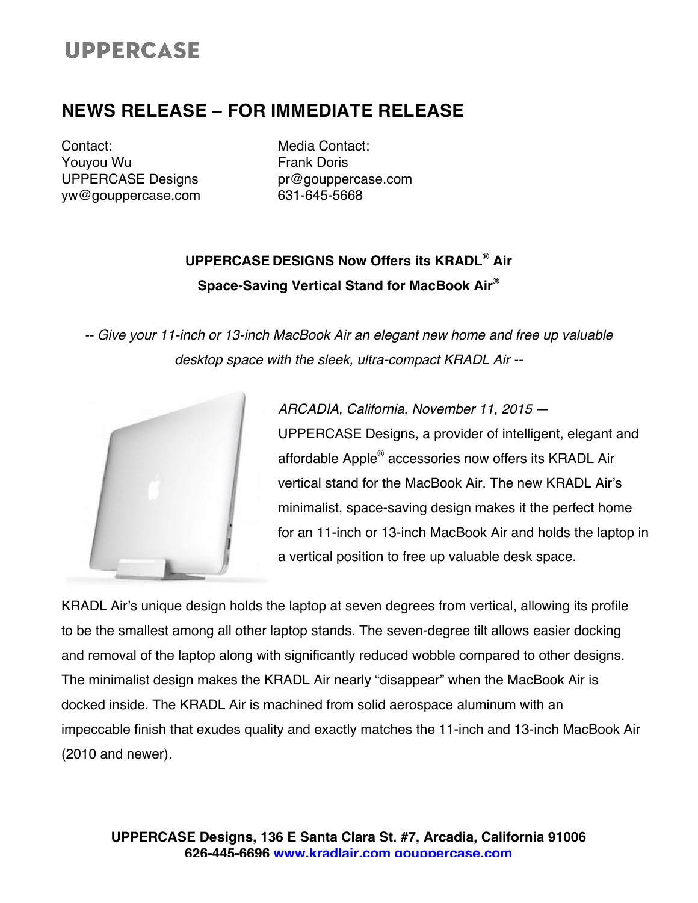UPPERCASE

# NEWS RELEASE – FOR IMMEDIATE RELEASE

Contact:
Youyou Wu
UPPERCASE Designs
yw@gouppercase.com

Media Contact:
Frank Doris
pr@gouppercase.com
631-645-5668

**UPPERCASE DESIGNS Now Offers its KRADL® Air**
**Space-Saving Vertical Stand for MacBook Air®**

*-- Give your 11-inch or 13-inch MacBook Air an elegant new home and free up valuable desktop space with the sleek, ultra-compact KRADL Air --*

*ARCADIA, California, November 11, 2015 —*
UPPERCASE Designs, a provider of intelligent, elegant and affordable Apple® accessories now offers its KRADL Air vertical stand for the MacBook Air. The new KRADL Air's minimalist, space-saving design makes it the perfect home for an 11-inch or 13-inch MacBook Air and holds the laptop in a vertical position to free up valuable desk space.

KRADL Air's unique design holds the laptop at seven degrees from vertical, allowing its profile to be the smallest among all other laptop stands. The seven-degree tilt allows easier docking and removal of the laptop along with significantly reduced wobble compared to other designs. The minimalist design makes the KRADL Air nearly "disappear" when the MacBook Air is docked inside. The KRADL Air is machined from solid aerospace aluminum with an impeccable finish that exudes quality and exactly matches the 11-inch and 13-inch MacBook Air (2010 and newer).

**UPPERCASE Designs, 136 E Santa Clara St. #7, Arcadia, California 91006**
**626-445-6696 www.kradlair.com gouppercase.com**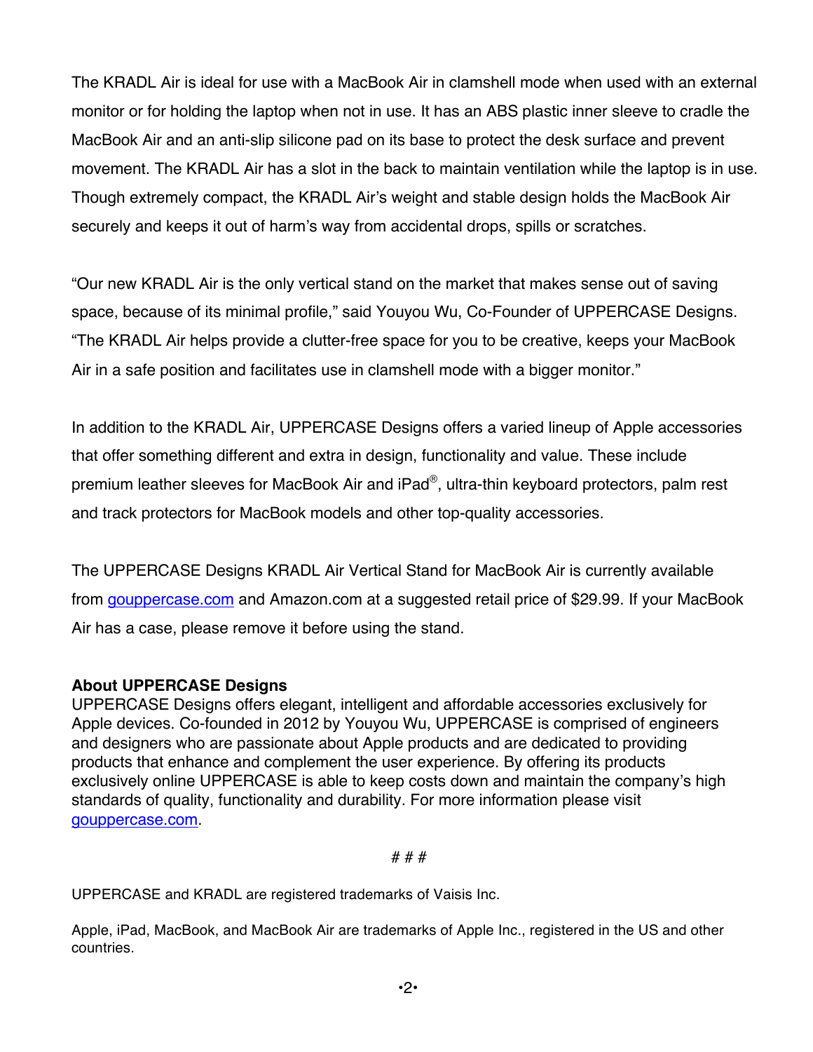The KRADL Air is ideal for use with a MacBook Air in clamshell mode when used with an external monitor or for holding the laptop when not in use. It has an ABS plastic inner sleeve to cradle the MacBook Air and an anti-slip silicone pad on its base to protect the desk surface and prevent movement. The KRADL Air has a slot in the back to maintain ventilation while the laptop is in use. Though extremely compact, the KRADL Air's weight and stable design holds the MacBook Air securely and keeps it out of harm's way from accidental drops, spills or scratches.

"Our new KRADL Air is the only vertical stand on the market that makes sense out of saving space, because of its minimal profile," said Youyou Wu, Co-Founder of UPPERCASE Designs. "The KRADL Air helps provide a clutter-free space for you to be creative, keeps your MacBook Air in a safe position and facilitates use in clamshell mode with a bigger monitor."

In addition to the KRADL Air, UPPERCASE Designs offers a varied lineup of Apple accessories that offer something different and extra in design, functionality and value. These include premium leather sleeves for MacBook Air and iPad®, ultra-thin keyboard protectors, palm rest and track protectors for MacBook models and other top-quality accessories.

The UPPERCASE Designs KRADL Air Vertical Stand for MacBook Air is currently available from gouppercase.com and Amazon.com at a suggested retail price of $29.99. If your MacBook Air has a case, please remove it before using the stand.

**About UPPERCASE Designs**
UPPERCASE Designs offers elegant, intelligent and affordable accessories exclusively for Apple devices. Co-founded in 2012 by Youyou Wu, UPPERCASE is comprised of engineers and designers who are passionate about Apple products and are dedicated to providing products that enhance and complement the user experience. By offering its products exclusively online UPPERCASE is able to keep costs down and maintain the company's high standards of quality, functionality and durability. For more information please visit gouppercase.com.

# # #

UPPERCASE and KRADL are registered trademarks of Vaisis Inc.

Apple, iPad, MacBook, and MacBook Air are trademarks of Apple Inc., registered in the US and other countries.